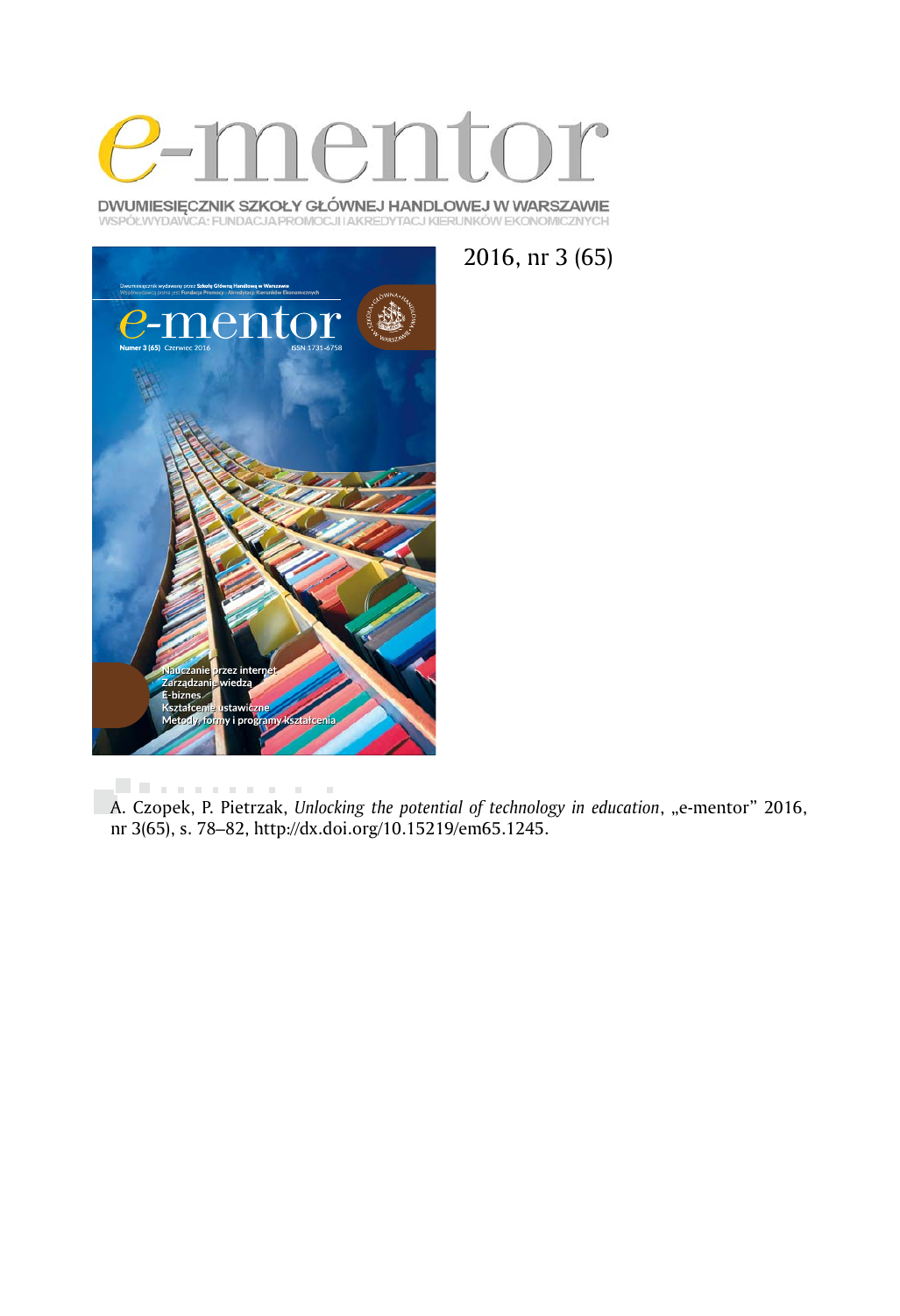# e-mentor

DWUMIESIĘCZNIK SZKOŁY GŁÓWNEJ HANDLOWEJ W WARSZAWIE
WSPÓŁWYDAWCA: FUNDACJA PROMOCJI I AKREDYTACJI KIERUNKÓW EKONOMICZNYCH

2016, nr 3 (65)

A. Czopek, P. Pietrzak, *Unlocking the potential of technology in education*, „e-mentor" 2016, nr 3(65), s. 78–82, http://dx.doi.org/10.15219/em65.1245.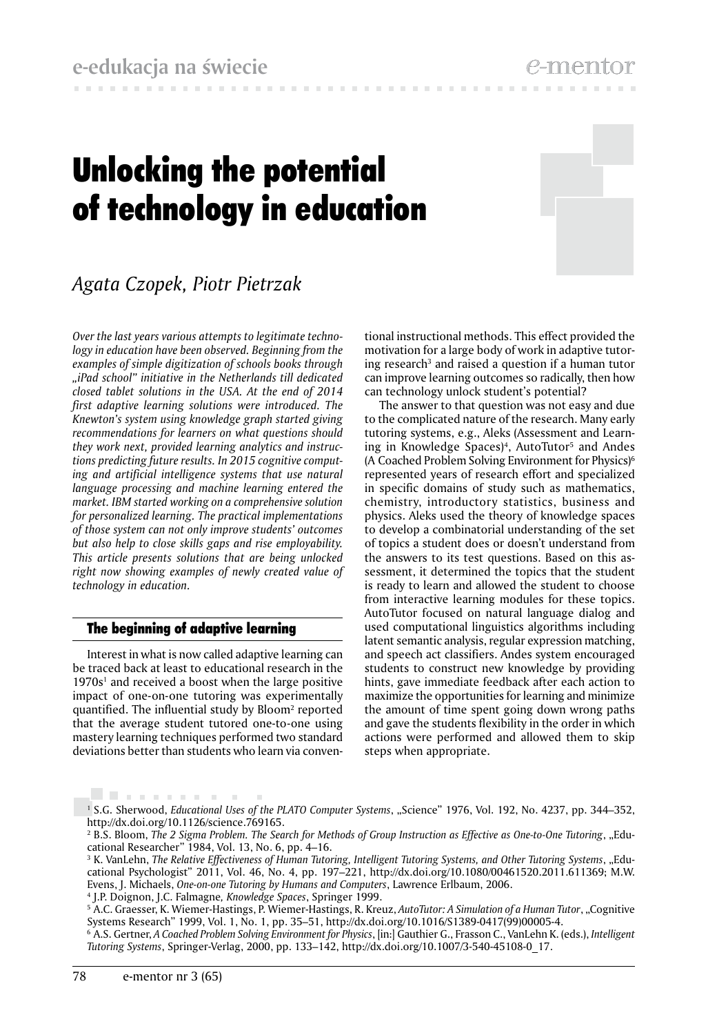# Unlocking the potential of technology in education

*Agata Czopek, Piotr Pietrzak*

*Over the last years various attempts to legitimate technology in education have been observed. Beginning from the examples of simple digitization of schools books through „iPad school" initiative in the Netherlands till dedicated closed tablet solutions in the USA. At the end of 2014 first adaptive learning solutions were introduced. The Knewton's system using knowledge graph started giving recommendations for learners on what questions should they work next, provided learning analytics and instructions predicting future results. In 2015 cognitive computing and artificial intelligence systems that use natural language processing and machine learning entered the market. IBM started working on a comprehensive solution for personalized learning. The practical implementations of those system can not only improve students' outcomes but also help to close skills gaps and rise employability. This article presents solutions that are being unlocked right now showing examples of newly created value of technology in education.*

## The beginning of adaptive learning

Interest in what is now called adaptive learning can be traced back at least to educational research in the 1970s[1] and received a boost when the large positive impact of one-on-one tutoring was experimentally quantified. The influential study by Bloom[2] reported that the average student tutored one-to-one using mastery learning techniques performed two standard deviations better than students who learn via conventional instructional methods. This effect provided the motivation for a large body of work in adaptive tutoring research[3] and raised a question if a human tutor can improve learning outcomes so radically, then how can technology unlock student's potential?

The answer to that question was not easy and due to the complicated nature of the research. Many early tutoring systems, e.g., Aleks (Assessment and Learning in Knowledge Spaces)[4], AutoTutor[5] and Andes (A Coached Problem Solving Environment for Physics)[6] represented years of research effort and specialized in specific domains of study such as mathematics, chemistry, introductory statistics, business and physics. Aleks used the theory of knowledge spaces to develop a combinatorial understanding of the set of topics a student does or doesn't understand from the answers to its test questions. Based on this assessment, it determined the topics that the student is ready to learn and allowed the student to choose from interactive learning modules for these topics. AutoTutor focused on natural language dialog and used computational linguistics algorithms including latent semantic analysis, regular expression matching, and speech act classifiers. Andes system encouraged students to construct new knowledge by providing hints, gave immediate feedback after each action to maximize the opportunities for learning and minimize the amount of time spent going down wrong paths and gave the students flexibility in the order in which actions were performed and allowed them to skip steps when appropriate.

---

[1] S.G. Sherwood, *Educational Uses of the PLATO Computer Systems*, „Science" 1976, Vol. 192, No. 4237, pp. 344–352, http://dx.doi.org/10.1126/science.769165.

[2] B.S. Bloom, *The 2 Sigma Problem. The Search for Methods of Group Instruction as Effective as One-to-One Tutoring*, „Educational Researcher" 1984, Vol. 13, No. 6, pp. 4–16.

[3] K. VanLehn, *The Relative Effectiveness of Human Tutoring, Intelligent Tutoring Systems, and Other Tutoring Systems*, „Educational Psychologist" 2011, Vol. 46, No. 4, pp. 197–221, http://dx.doi.org/10.1080/00461520.2011.611369; M.W. Evens, J. Michaels, *One-on-one Tutoring by Humans and Computers*, Lawrence Erlbaum, 2006.

[4] J.P. Doignon, J.C. Falmagne, *Knowledge Spaces*, Springer 1999.

[5] A.C. Graesser, K. Wiemer-Hastings, P. Wiemer-Hastings, R. Kreuz, *AutoTutor: A Simulation of a Human Tutor*, „Cognitive Systems Research" 1999, Vol. 1, No. 1, pp. 35–51, http://dx.doi.org/10.1016/S1389-0417(99)00005-4.

[6] A.S. Gertner, *A Coached Problem Solving Environment for Physics*, [in:] Gauthier G., Frasson C., VanLehn K. (eds.), *Intelligent Tutoring Systems*, Springer-Verlag, 2000, pp. 133–142, http://dx.doi.org/10.1007/3-540-45108-0_17.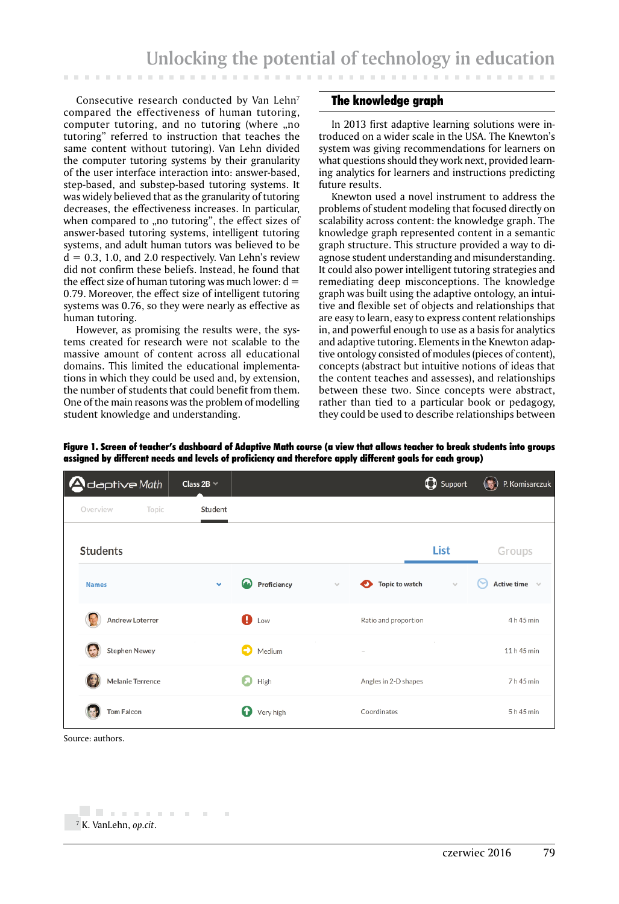Consecutive research conducted by Van Lehn[7] compared the effectiveness of human tutoring, computer tutoring, and no tutoring (where „no tutoring" referred to instruction that teaches the same content without tutoring). Van Lehn divided the computer tutoring systems by their granularity of the user interface interaction into: answer-based, step-based, and substep-based tutoring systems. It was widely believed that as the granularity of tutoring decreases, the effectiveness increases. In particular, when compared to „no tutoring", the effect sizes of answer-based tutoring systems, intelligent tutoring systems, and adult human tutors was believed to be $d = 0.3$, 1.0, and 2.0 respectively. Van Lehn's review did not confirm these beliefs. Instead, he found that the effect size of human tutoring was much lower: $d = 0.79$. Moreover, the effect size of intelligent tutoring systems was 0.76, so they were nearly as effective as human tutoring.

However, as promising the results were, the systems created for research were not scalable to the massive amount of content across all educational domains. This limited the educational implementations in which they could be used and, by extension, the number of students that could benefit from them. One of the main reasons was the problem of modelling student knowledge and understanding.

## The knowledge graph

In 2013 first adaptive learning solutions were introduced on a wider scale in the USA. The Knewton's system was giving recommendations for learners on what questions should they work next, provided learning analytics for learners and instructions predicting future results.

Knewton used a novel instrument to address the problems of student modeling that focused directly on scalability across content: the knowledge graph. The knowledge graph represented content in a semantic graph structure. This structure provided a way to diagnose student understanding and misunderstanding. It could also power intelligent tutoring strategies and remediating deep misconceptions. The knowledge graph was built using the adaptive ontology, an intuitive and flexible set of objects and relationships that are easy to learn, easy to express content relationships in, and powerful enough to use as a basis for analytics and adaptive tutoring. Elements in the Knewton adaptive ontology consisted of modules (pieces of content), concepts (abstract but intuitive notions of ideas that the content teaches and assesses), and relationships between these two. Since concepts were abstract, rather than tied to a particular book or pedagogy, they could be used to describe relationships between

**Figure 1. Screen of teacher's dashboard of Adaptive Math course (a view that allows teacher to break students into groups assigned by different needs and levels of proficiency and therefore apply different goals for each group)**

Adaptive Math | Class 2B | Support | P. Komisarczuk

Overview | Topic | Student

Students — List | Groups

| Names | Proficiency | Topic to watch | Active time |
|---|---|---|---|
| Andrew Loterrer | Low | Ratio and proportion | 4 h 45 min |
| Stephen Newey | Medium | – | 11 h 45 min |
| Melanie Terrence | High | Angles in 2-D shapes | 7 h 45 min |
| Tom Falcon | Very high | Coordinates | 5 h 45 min |

Source: authors.

[7] K. VanLehn, *op.cit*.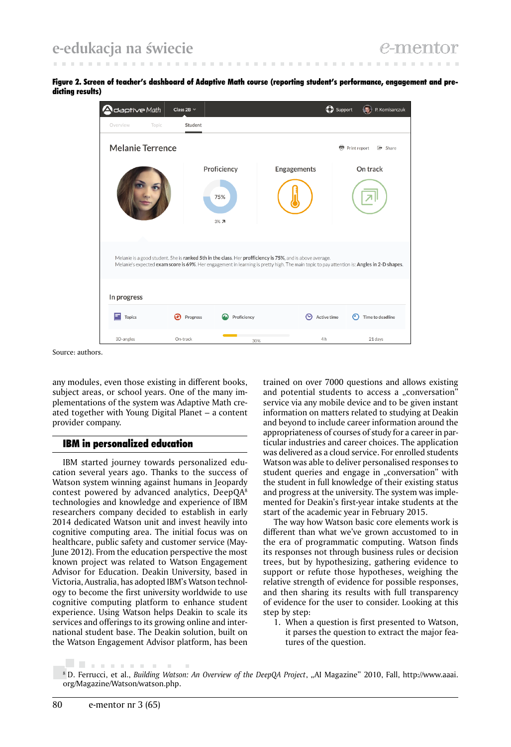**Figure 2. Screen of teacher's dashboard of Adaptive Math course (reporting student's performance, engagement and predicting results)**

Source: authors.

any modules, even those existing in different books, subject areas, or school years. One of the many implementations of the system was Adaptive Math created together with Young Digital Planet – a content provider company.

## IBM in personalized education

IBM started journey towards personalized education several years ago. Thanks to the success of Watson system winning against humans in Jeopardy contest powered by advanced analytics, DeepQA[8] technologies and knowledge and experience of IBM researchers company decided to establish in early 2014 dedicated Watson unit and invest heavily into cognitive computing area. The initial focus was on healthcare, public safety and customer service (May-June 2012). From the education perspective the most known project was related to Watson Engagement Advisor for Education. Deakin University, based in Victoria, Australia, has adopted IBM's Watson technology to become the first university worldwide to use cognitive computing platform to enhance student experience. Using Watson helps Deakin to scale its services and offerings to its growing online and international student base. The Deakin solution, built on the Watson Engagement Advisor platform, has been trained on over 7000 questions and allows existing and potential students to access a „conversation" service via any mobile device and to be given instant information on matters related to studying at Deakin and beyond to include career information around the appropriateness of courses of study for a career in particular industries and career choices. The application was delivered as a cloud service. For enrolled students Watson was able to deliver personalised responses to student queries and engage in „conversation" with the student in full knowledge of their existing status and progress at the university. The system was implemented for Deakin's first-year intake students at the start of the academic year in February 2015.

The way how Watson basic core elements work is different than what we've grown accustomed to in the era of programmatic computing. Watson finds its responses not through business rules or decision trees, but by hypothesizing, gathering evidence to support or refute those hypotheses, weighing the relative strength of evidence for possible responses, and then sharing its results with full transparency of evidence for the user to consider. Looking at this step by step:

1. When a question is first presented to Watson, it parses the question to extract the major features of the question.

---

[8] D. Ferrucci, et al., *Building Watson: An Overview of the DeepQA Project*, „AI Magazine" 2010, Fall, http://www.aaai.org/Magazine/Watson/watson.php.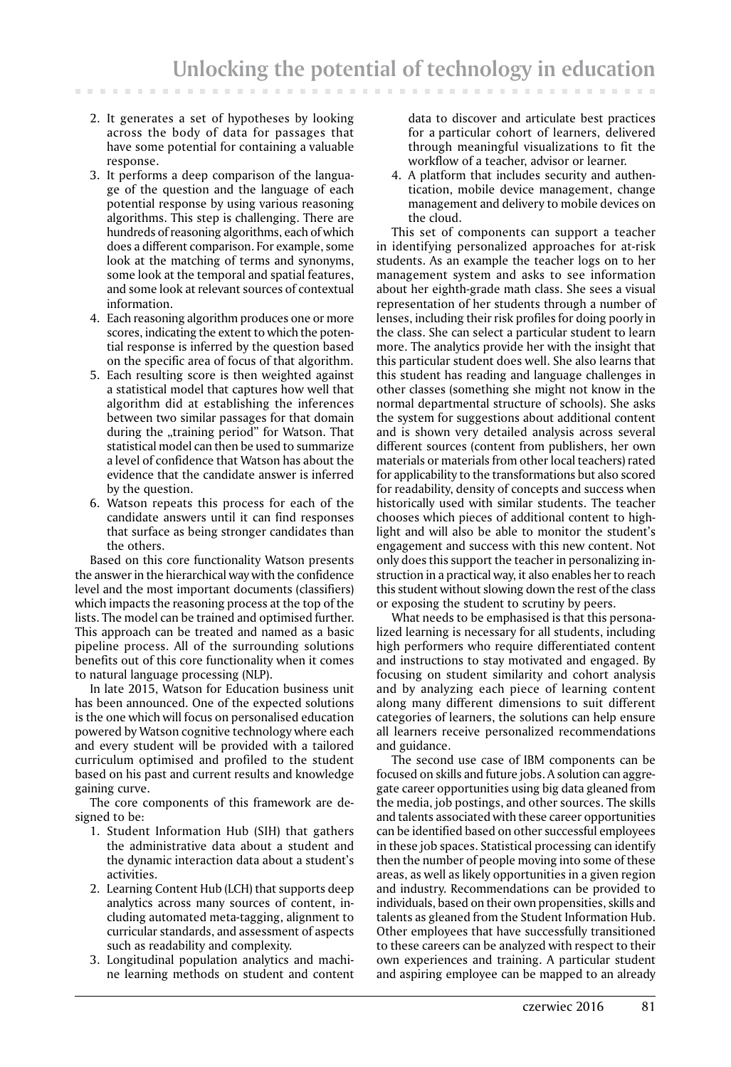2. It generates a set of hypotheses by looking across the body of data for passages that have some potential for containing a valuable response.
3. It performs a deep comparison of the language of the question and the language of each potential response by using various reasoning algorithms. This step is challenging. There are hundreds of reasoning algorithms, each of which does a different comparison. For example, some look at the matching of terms and synonyms, some look at the temporal and spatial features, and some look at relevant sources of contextual information.
4. Each reasoning algorithm produces one or more scores, indicating the extent to which the potential response is inferred by the question based on the specific area of focus of that algorithm.
5. Each resulting score is then weighted against a statistical model that captures how well that algorithm did at establishing the inferences between two similar passages for that domain during the „training period" for Watson. That statistical model can then be used to summarize a level of confidence that Watson has about the evidence that the candidate answer is inferred by the question.
6. Watson repeats this process for each of the candidate answers until it can find responses that surface as being stronger candidates than the others.

Based on this core functionality Watson presents the answer in the hierarchical way with the confidence level and the most important documents (classifiers) which impacts the reasoning process at the top of the lists. The model can be trained and optimised further. This approach can be treated and named as a basic pipeline process. All of the surrounding solutions benefits out of this core functionality when it comes to natural language processing (NLP).

In late 2015, Watson for Education business unit has been announced. One of the expected solutions is the one which will focus on personalised education powered by Watson cognitive technology where each and every student will be provided with a tailored curriculum optimised and profiled to the student based on his past and current results and knowledge gaining curve.

The core components of this framework are designed to be:

1. Student Information Hub (SIH) that gathers the administrative data about a student and the dynamic interaction data about a student's activities.
2. Learning Content Hub (LCH) that supports deep analytics across many sources of content, including automated meta-tagging, alignment to curricular standards, and assessment of aspects such as readability and complexity.
3. Longitudinal population analytics and machine learning methods on student and content data to discover and articulate best practices for a particular cohort of learners, delivered through meaningful visualizations to fit the workflow of a teacher, advisor or learner.
4. A platform that includes security and authentication, mobile device management, change management and delivery to mobile devices on the cloud.

This set of components can support a teacher in identifying personalized approaches for at-risk students. As an example the teacher logs on to her management system and asks to see information about her eighth-grade math class. She sees a visual representation of her students through a number of lenses, including their risk profiles for doing poorly in the class. She can select a particular student to learn more. The analytics provide her with the insight that this particular student does well. She also learns that this student has reading and language challenges in other classes (something she might not know in the normal departmental structure of schools). She asks the system for suggestions about additional content and is shown very detailed analysis across several different sources (content from publishers, her own materials or materials from other local teachers) rated for applicability to the transformations but also scored for readability, density of concepts and success when historically used with similar students. The teacher chooses which pieces of additional content to highlight and will also be able to monitor the student's engagement and success with this new content. Not only does this support the teacher in personalizing instruction in a practical way, it also enables her to reach this student without slowing down the rest of the class or exposing the student to scrutiny by peers.

What needs to be emphasised is that this personalized learning is necessary for all students, including high performers who require differentiated content and instructions to stay motivated and engaged. By focusing on student similarity and cohort analysis and by analyzing each piece of learning content along many different dimensions to suit different categories of learners, the solutions can help ensure all learners receive personalized recommendations and guidance.

The second use case of IBM components can be focused on skills and future jobs. A solution can aggregate career opportunities using big data gleaned from the media, job postings, and other sources. The skills and talents associated with these career opportunities can be identified based on other successful employees in these job spaces. Statistical processing can identify then the number of people moving into some of these areas, as well as likely opportunities in a given region and industry. Recommendations can be provided to individuals, based on their own propensities, skills and talents as gleaned from the Student Information Hub. Other employees that have successfully transitioned to these careers can be analyzed with respect to their own experiences and training. A particular student and aspiring employee can be mapped to an already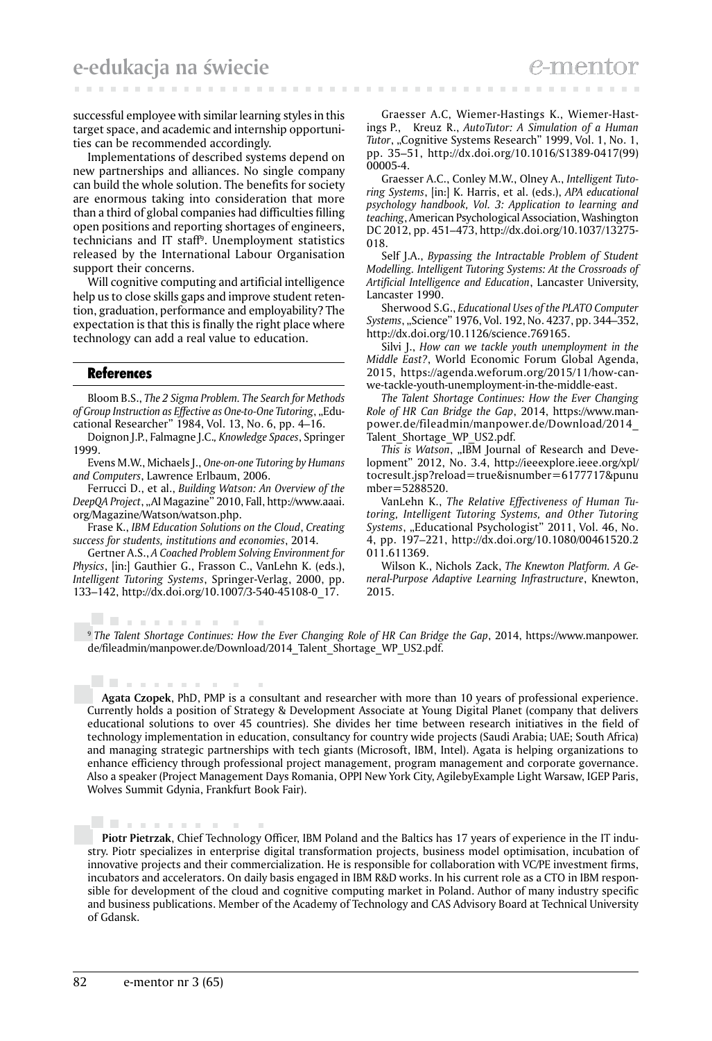successful employee with similar learning styles in this target space, and academic and internship opportunities can be recommended accordingly.

Implementations of described systems depend on new partnerships and alliances. No single company can build the whole solution. The benefits for society are enormous taking into consideration that more than a third of global companies had difficulties filling open positions and reporting shortages of engineers, technicians and IT staff[9]. Unemployment statistics released by the International Labour Organisation support their concerns.

Will cognitive computing and artificial intelligence help us to close skills gaps and improve student retention, graduation, performance and employability? The expectation is that this is finally the right place where technology can add a real value to education.

## References

Bloom B.S., *The 2 Sigma Problem. The Search for Methods of Group Instruction as Effective as One-to-One Tutoring*, „Educational Researcher" 1984, Vol. 13, No. 6, pp. 4–16.

Doignon J.P., Falmagne J.C., *Knowledge Spaces*, Springer 1999.

Evens M.W., Michaels J., *One-on-one Tutoring by Humans and Computers*, Lawrence Erlbaum, 2006.

Ferrucci D., et al., *Building Watson: An Overview of the DeepQA Project*, „AI Magazine" 2010, Fall, http://www.aaai.org/Magazine/Watson/watson.php.

Frase K., *IBM Education Solutions on the Cloud*, *Creating success for students, institutions and economies*, 2014.

Gertner A.S., *A Coached Problem Solving Environment for Physics*, [in:] Gauthier G., Frasson C., VanLehn K. (eds.), *Intelligent Tutoring Systems*, Springer-Verlag, 2000, pp. 133–142, http://dx.doi.org/10.1007/3-540-45108-0_17.

Graesser A.C, Wiemer-Hastings K., Wiemer-Hastings P., Kreuz R., *AutoTutor: A Simulation of a Human Tutor*, „Cognitive Systems Research" 1999, Vol. 1, No. 1, pp. 35–51, http://dx.doi.org/10.1016/S1389-0417(99)00005-4.

Graesser A.C., Conley M.W., Olney A., *Intelligent Tutoring Systems*, [in:] K. Harris, et al. (eds.), *APA educational psychology handbook, Vol. 3: Application to learning and teaching*, American Psychological Association, Washington DC 2012, pp. 451–473, http://dx.doi.org/10.1037/13275-018.

Self J.A., *Bypassing the Intractable Problem of Student Modelling. Intelligent Tutoring Systems: At the Crossroads of Artificial Intelligence and Education*, Lancaster University, Lancaster 1990.

Sherwood S.G., *Educational Uses of the PLATO Computer Systems*, „Science" 1976, Vol. 192, No. 4237, pp. 344–352, http://dx.doi.org/10.1126/science.769165.

Silvi J., *How can we tackle youth unemployment in the Middle East?*, World Economic Forum Global Agenda, 2015, https://agenda.weforum.org/2015/11/how-can-we-tackle-youth-unemployment-in-the-middle-east.

*The Talent Shortage Continues: How the Ever Changing Role of HR Can Bridge the Gap*, 2014, https://www.manpower.de/fileadmin/manpower.de/Download/2014_Talent_Shortage_WP_US2.pdf.

*This is Watson*, „IBM Journal of Research and Development" 2012, No. 3.4, http://ieeexplore.ieee.org/xpl/tocresult.jsp?reload=true&isnumber=6177717&punumber=5288520.

VanLehn K., *The Relative Effectiveness of Human Tutoring, Intelligent Tutoring Systems, and Other Tutoring Systems*, „Educational Psychologist" 2011, Vol. 46, No. 4, pp. 197–221, http://dx.doi.org/10.1080/00461520.2011.611369.

Wilson K., Nichols Zack, *The Knewton Platform. A General-Purpose Adaptive Learning Infrastructure*, Knewton, 2015.

[9] *The Talent Shortage Continues: How the Ever Changing Role of HR Can Bridge the Gap*, 2014, https://www.manpower.de/fileadmin/manpower.de/Download/2014_Talent_Shortage_WP_US2.pdf.

**Agata Czopek**, PhD, PMP is a consultant and researcher with more than 10 years of professional experience. Currently holds a position of Strategy & Development Associate at Young Digital Planet (company that delivers educational solutions to over 45 countries). She divides her time between research initiatives in the field of technology implementation in education, consultancy for country wide projects (Saudi Arabia; UAE; South Africa) and managing strategic partnerships with tech giants (Microsoft, IBM, Intel). Agata is helping organizations to enhance efficiency through professional project management, program management and corporate governance. Also a speaker (Project Management Days Romania, OPPI New York City, AgilebyExample Light Warsaw, IGEP Paris, Wolves Summit Gdynia, Frankfurt Book Fair).

**Piotr Pietrzak**, Chief Technology Officer, IBM Poland and the Baltics has 17 years of experience in the IT industry. Piotr specializes in enterprise digital transformation projects, business model optimisation, incubation of innovative projects and their commercialization. He is responsible for collaboration with VC/PE investment firms, incubators and accelerators. On daily basis engaged in IBM R&D works. In his current role as a CTO in IBM responsible for development of the cloud and cognitive computing market in Poland. Author of many industry specific and business publications. Member of the Academy of Technology and CAS Advisory Board at Technical University of Gdansk.